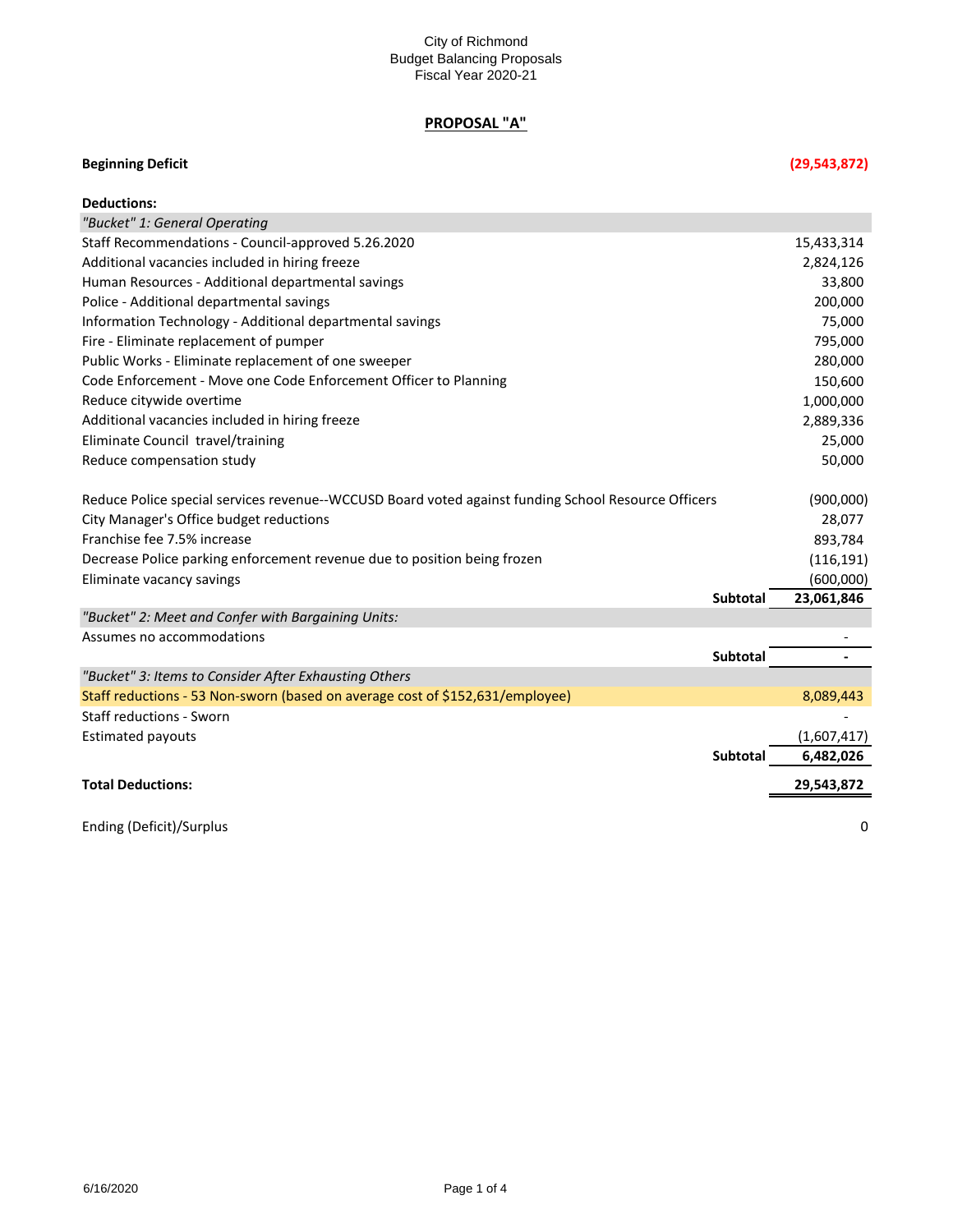City of Richmond
Budget Balancing Proposals
Fiscal Year 2020-21

## PROPOSAL "A"

| | |
|---|---|
| **Beginning Deficit** | **(29,543,872)** |
| | |
| **Deductions:** | |
| *"Bucket" 1: General Operating* | |
| Staff Recommendations - Council-approved 5.26.2020 | 15,433,314 |
| Additional vacancies included in hiring freeze | 2,824,126 |
| Human Resources - Additional departmental savings | 33,800 |
| Police - Additional departmental savings | 200,000 |
| Information Technology - Additional departmental savings | 75,000 |
| Fire - Eliminate replacement of pumper | 795,000 |
| Public Works - Eliminate replacement of one sweeper | 280,000 |
| Code Enforcement - Move one Code Enforcement Officer to Planning | 150,600 |
| Reduce citywide overtime | 1,000,000 |
| Additional vacancies included in hiring freeze | 2,889,336 |
| Eliminate Council travel/training | 25,000 |
| Reduce compensation study | 50,000 |
| | |
| Reduce Police special services revenue--WCCUSD Board voted against funding School Resource Officers | (900,000) |
| City Manager's Office budget reductions | 28,077 |
| Franchise fee 7.5% increase | 893,784 |
| Decrease Police parking enforcement revenue due to position being frozen | (116,191) |
| Eliminate vacancy savings | (600,000) |
| **Subtotal** | **23,061,846** |
| *"Bucket" 2: Meet and Confer with Bargaining Units:* | |
| Assumes no accommodations | - |
| **Subtotal** | **-** |
| *"Bucket" 3: Items to Consider After Exhausting Others* | |
| Staff reductions - 53 Non-sworn (based on average cost of $152,631/employee) | 8,089,443 |
| Staff reductions - Sworn | - |
| Estimated payouts | (1,607,417) |
| **Subtotal** | **6,482,026** |
| | |
| **Total Deductions:** | **29,543,872** |
| | |
| Ending (Deficit)/Surplus | 0 |

6/16/2020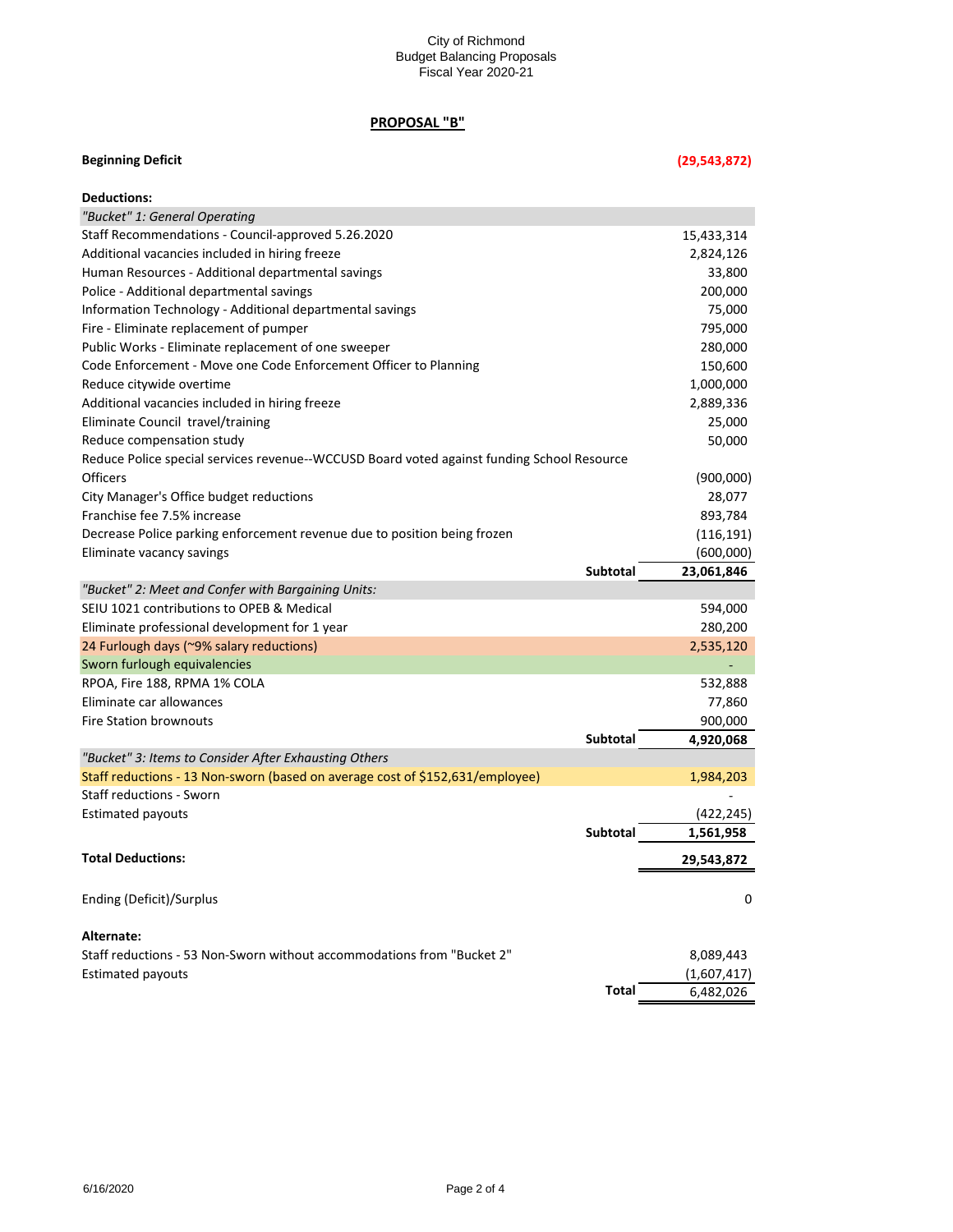City of Richmond
Budget Balancing Proposals
Fiscal Year 2020-21

## PROPOSAL "B"

| | | |
|---|---|---|
| **Beginning Deficit** | | **(29,543,872)** |
| **Deductions:** | | |
| *"Bucket" 1: General Operating* | | |
| Staff Recommendations - Council-approved 5.26.2020 | | 15,433,314 |
| Additional vacancies included in hiring freeze | | 2,824,126 |
| Human Resources - Additional departmental savings | | 33,800 |
| Police - Additional departmental savings | | 200,000 |
| Information Technology - Additional departmental savings | | 75,000 |
| Fire - Eliminate replacement of pumper | | 795,000 |
| Public Works - Eliminate replacement of one sweeper | | 280,000 |
| Code Enforcement - Move one Code Enforcement Officer to Planning | | 150,600 |
| Reduce citywide overtime | | 1,000,000 |
| Additional vacancies included in hiring freeze | | 2,889,336 |
| Eliminate Council travel/training | | 25,000 |
| Reduce compensation study | | 50,000 |
| Reduce Police special services revenue--WCCUSD Board voted against funding School Resource Officers | | (900,000) |
| City Manager's Office budget reductions | | 28,077 |
| Franchise fee 7.5% increase | | 893,784 |
| Decrease Police parking enforcement revenue due to position being frozen | | (116,191) |
| Eliminate vacancy savings | | (600,000) |
| | **Subtotal** | **23,061,846** |
| *"Bucket" 2: Meet and Confer with Bargaining Units:* | | |
| SEIU 1021 contributions to OPEB & Medical | | 594,000 |
| Eliminate professional development for 1 year | | 280,200 |
| 24 Furlough days (~9% salary reductions) | | 2,535,120 |
| Sworn furlough equivalencies | | - |
| RPOA, Fire 188, RPMA 1% COLA | | 532,888 |
| Eliminate car allowances | | 77,860 |
| Fire Station brownouts | | 900,000 |
| | **Subtotal** | **4,920,068** |
| *"Bucket" 3: Items to Consider After Exhausting Others* | | |
| Staff reductions - 13 Non-sworn (based on average cost of $152,631/employee) | | 1,984,203 |
| Staff reductions - Sworn | | - |
| Estimated payouts | | (422,245) |
| | **Subtotal** | **1,561,958** |
| **Total Deductions:** | | **29,543,872** |
| Ending (Deficit)/Surplus | | 0 |
| **Alternate:** | | |
| Staff reductions - 53 Non-Sworn without accommodations from "Bucket 2" | | 8,089,443 |
| Estimated payouts | | (1,607,417) |
| | **Total** | 6,482,026 |

6/16/2020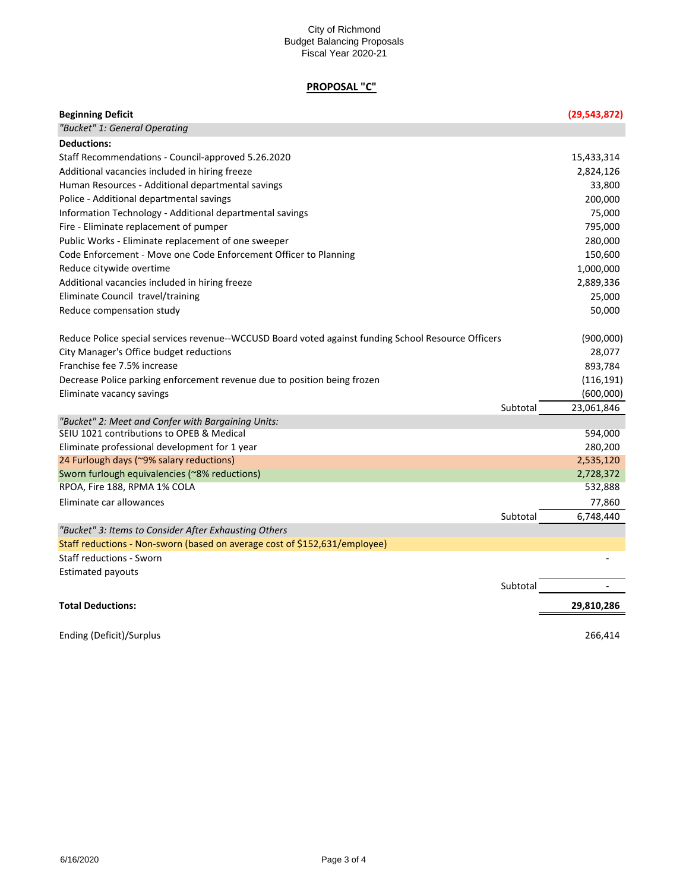City of Richmond
Budget Balancing Proposals
Fiscal Year 2020-21

## PROPOSAL "C"

| | | |
|---|---|---|
| **Beginning Deficit** | | **(29,543,872)** |
| *"Bucket" 1: General Operating* | | |
| **Deductions:** | | |
| Staff Recommendations - Council-approved 5.26.2020 | | 15,433,314 |
| Additional vacancies included in hiring freeze | | 2,824,126 |
| Human Resources - Additional departmental savings | | 33,800 |
| Police - Additional departmental savings | | 200,000 |
| Information Technology - Additional departmental savings | | 75,000 |
| Fire - Eliminate replacement of pumper | | 795,000 |
| Public Works - Eliminate replacement of one sweeper | | 280,000 |
| Code Enforcement - Move one Code Enforcement Officer to Planning | | 150,600 |
| Reduce citywide overtime | | 1,000,000 |
| Additional vacancies included in hiring freeze | | 2,889,336 |
| Eliminate Council travel/training | | 25,000 |
| Reduce compensation study | | 50,000 |
| Reduce Police special services revenue--WCCUSD Board voted against funding School Resource Officers | | (900,000) |
| City Manager's Office budget reductions | | 28,077 |
| Franchise fee 7.5% increase | | 893,784 |
| Decrease Police parking enforcement revenue due to position being frozen | | (116,191) |
| Eliminate vacancy savings | | (600,000) |
| | Subtotal | 23,061,846 |
| *"Bucket" 2: Meet and Confer with Bargaining Units:* | | |
| SEIU 1021 contributions to OPEB & Medical | | 594,000 |
| Eliminate professional development for 1 year | | 280,200 |
| 24 Furlough days (~9% salary reductions) | | 2,535,120 |
| Sworn furlough equivalencies (~8% reductions) | | 2,728,372 |
| RPOA, Fire 188, RPMA 1% COLA | | 532,888 |
| Eliminate car allowances | | 77,860 |
| | Subtotal | 6,748,440 |
| *"Bucket" 3: Items to Consider After Exhausting Others* | | |
| Staff reductions - Non-sworn (based on average cost of $152,631/employee) | | |
| Staff reductions - Sworn | | - |
| Estimated payouts | | |
| | Subtotal | - |
| **Total Deductions:** | | **29,810,286** |
| Ending (Deficit)/Surplus | | 266,414 |

6/16/2020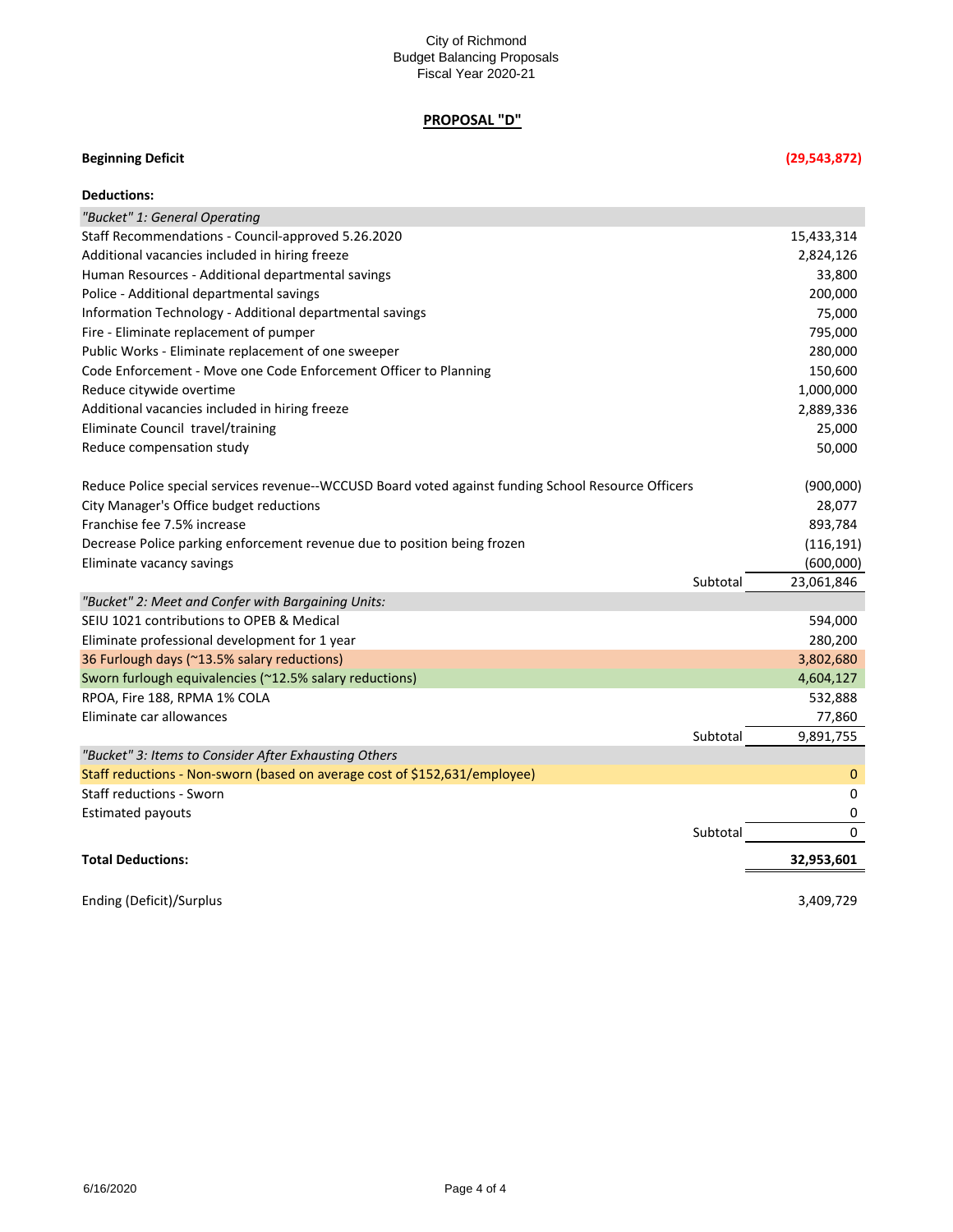City of Richmond
Budget Balancing Proposals
Fiscal Year 2020-21

## PROPOSAL "D"

| | | |
|---|---|---|
| **Beginning Deficit** | | **(29,543,872)** |
| **Deductions:** | | |
| *"Bucket" 1: General Operating* | | |
| Staff Recommendations - Council-approved 5.26.2020 | | 15,433,314 |
| Additional vacancies included in hiring freeze | | 2,824,126 |
| Human Resources - Additional departmental savings | | 33,800 |
| Police - Additional departmental savings | | 200,000 |
| Information Technology - Additional departmental savings | | 75,000 |
| Fire - Eliminate replacement of pumper | | 795,000 |
| Public Works - Eliminate replacement of one sweeper | | 280,000 |
| Code Enforcement - Move one Code Enforcement Officer to Planning | | 150,600 |
| Reduce citywide overtime | | 1,000,000 |
| Additional vacancies included in hiring freeze | | 2,889,336 |
| Eliminate Council travel/training | | 25,000 |
| Reduce compensation study | | 50,000 |
| Reduce Police special services revenue--WCCUSD Board voted against funding School Resource Officers | | (900,000) |
| City Manager's Office budget reductions | | 28,077 |
| Franchise fee 7.5% increase | | 893,784 |
| Decrease Police parking enforcement revenue due to position being frozen | | (116,191) |
| Eliminate vacancy savings | | (600,000) |
| | Subtotal | 23,061,846 |
| *"Bucket" 2: Meet and Confer with Bargaining Units:* | | |
| SEIU 1021 contributions to OPEB & Medical | | 594,000 |
| Eliminate professional development for 1 year | | 280,200 |
| 36 Furlough days (~13.5% salary reductions) | | 3,802,680 |
| Sworn furlough equivalencies (~12.5% salary reductions) | | 4,604,127 |
| RPOA, Fire 188, RPMA 1% COLA | | 532,888 |
| Eliminate car allowances | | 77,860 |
| | Subtotal | 9,891,755 |
| *"Bucket" 3: Items to Consider After Exhausting Others* | | |
| Staff reductions - Non-sworn (based on average cost of $152,631/employee) | | 0 |
| Staff reductions - Sworn | | 0 |
| Estimated payouts | | 0 |
| | Subtotal | 0 |
| **Total Deductions:** | | **32,953,601** |
| Ending (Deficit)/Surplus | | 3,409,729 |

6/16/2020